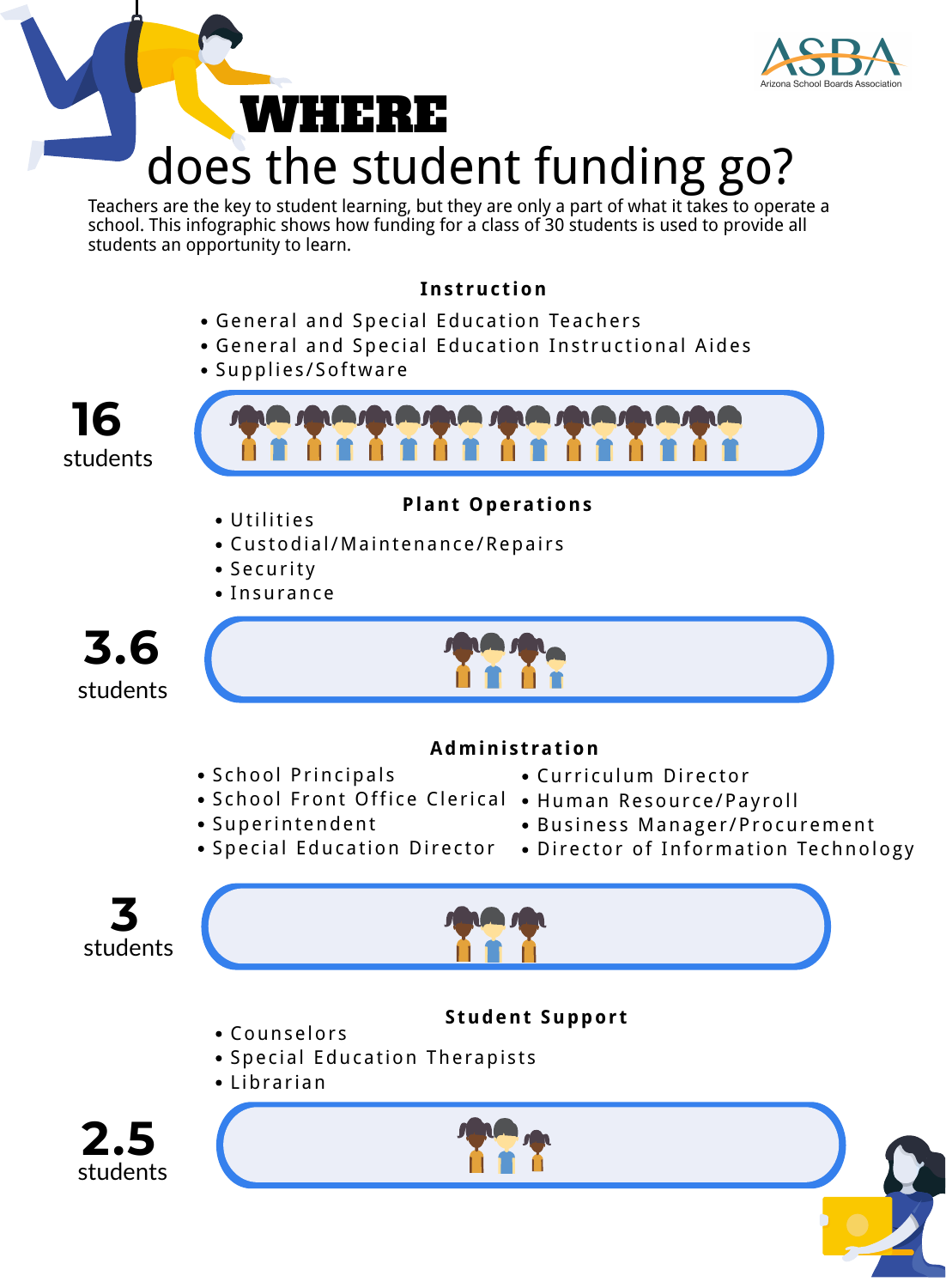ASBA
Arizona School Boards Association

# WHERE does the student funding go?

Teachers are the key to student learning, but they are only a part of what it takes to operate a school. This infographic shows how funding for a class of 30 students is used to provide all students an opportunity to learn.

### Instruction

- General and Special Education Teachers
- General and Special Education Instructional Aides
- Supplies/Software

**16** students

### Plant Operations

- Utilities
- Custodial/Maintenance/Repairs
- Security
- Insurance

**3.6** students

### Administration

- School Principals
- School Front Office Clerical
- Superintendent
- Special Education Director
- Curriculum Director
- Human Resource/Payroll
- Business Manager/Procurement
- Director of Information Technology

**3** students

### Student Support

- Counselors
- Special Education Therapists
- Librarian

**2.5** students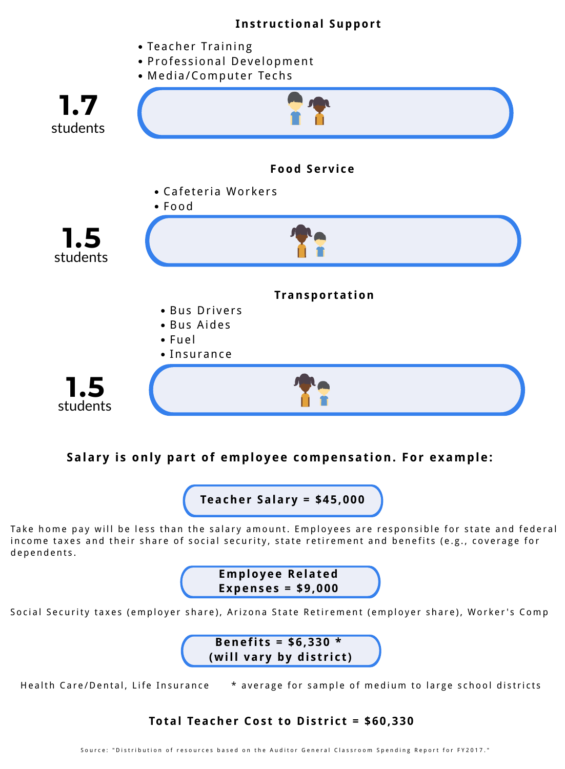## Instructional Support

- Teacher Training
- Professional Development
- Media/Computer Techs

**1.7** students

## Food Service

- Cafeteria Workers
- Food

**1.5** students

## Transportation

- Bus Drivers
- Bus Aides
- Fuel
- Insurance

**1.5** students

**Salary is only part of employee compensation. For example:**

**Teacher Salary = $45,000**

Take home pay will be less than the salary amount. Employees are responsible for state and federal income taxes and their share of social security, state retirement and benefits (e.g., coverage for dependents.

**Employee Related Expenses = $9,000**

Social Security taxes (employer share), Arizona State Retirement (employer share), Worker's Comp

**Benefits = $6,330 * (will vary by district)**

Health Care/Dental, Life Insurance

* average for sample of medium to large school districts

**Total Teacher Cost to District = $60,330**

Source: "Distribution of resources based on the Auditor General Classroom Spending Report for FY2017."